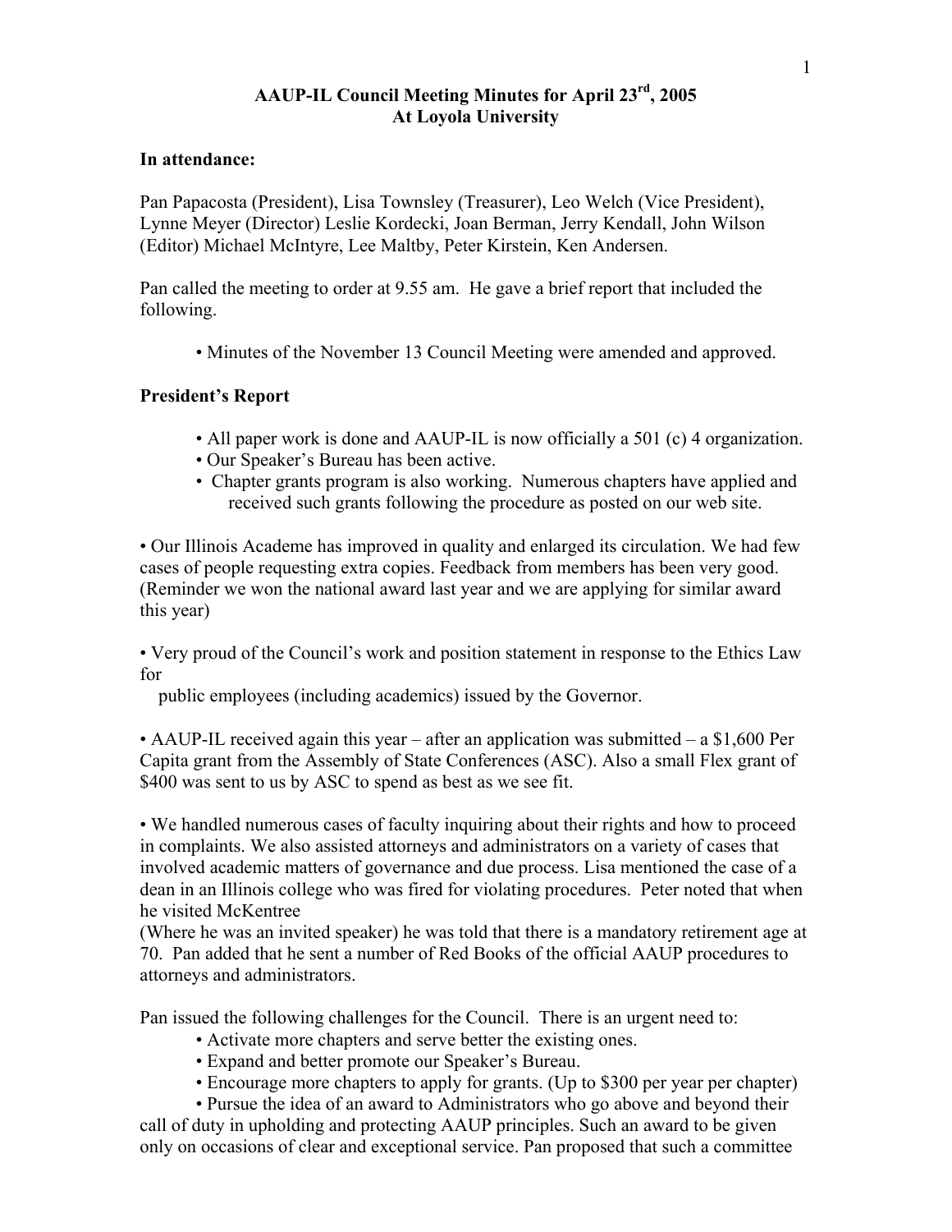# AAUP-IL Council Meeting Minutes for April 23rd, 2005
## At Loyola University

**In attendance:**

Pan Papacosta (President), Lisa Townsley (Treasurer), Leo Welch (Vice President), Lynne Meyer (Director) Leslie Kordecki, Joan Berman, Jerry Kendall, John Wilson (Editor) Michael McIntyre, Lee Maltby, Peter Kirstein, Ken Andersen.

Pan called the meeting to order at 9.55 am. He gave a brief report that included the following.

- Minutes of the November 13 Council Meeting were amended and approved.

**President's Report**

- All paper work is done and AAUP-IL is now officially a 501 (c) 4 organization.
- Our Speaker's Bureau has been active.
- Chapter grants program is also working. Numerous chapters have applied and received such grants following the procedure as posted on our web site.

• Our Illinois Academe has improved in quality and enlarged its circulation. We had few cases of people requesting extra copies. Feedback from members has been very good. (Reminder we won the national award last year and we are applying for similar award this year)

• Very proud of the Council's work and position statement in response to the Ethics Law for public employees (including academics) issued by the Governor.

• AAUP-IL received again this year – after an application was submitted – a $1,600 Per Capita grant from the Assembly of State Conferences (ASC). Also a small Flex grant of $400 was sent to us by ASC to spend as best as we see fit.

• We handled numerous cases of faculty inquiring about their rights and how to proceed in complaints. We also assisted attorneys and administrators on a variety of cases that involved academic matters of governance and due process. Lisa mentioned the case of a dean in an Illinois college who was fired for violating procedures. Peter noted that when he visited McKentree (Where he was an invited speaker) he was told that there is a mandatory retirement age at 70. Pan added that he sent a number of Red Books of the official AAUP procedures to attorneys and administrators.

Pan issued the following challenges for the Council. There is an urgent need to:

- Activate more chapters and serve better the existing ones.
- Expand and better promote our Speaker's Bureau.
- Encourage more chapters to apply for grants. (Up to $300 per year per chapter)
- Pursue the idea of an award to Administrators who go above and beyond their call of duty in upholding and protecting AAUP principles. Such an award to be given only on occasions of clear and exceptional service. Pan proposed that such a committee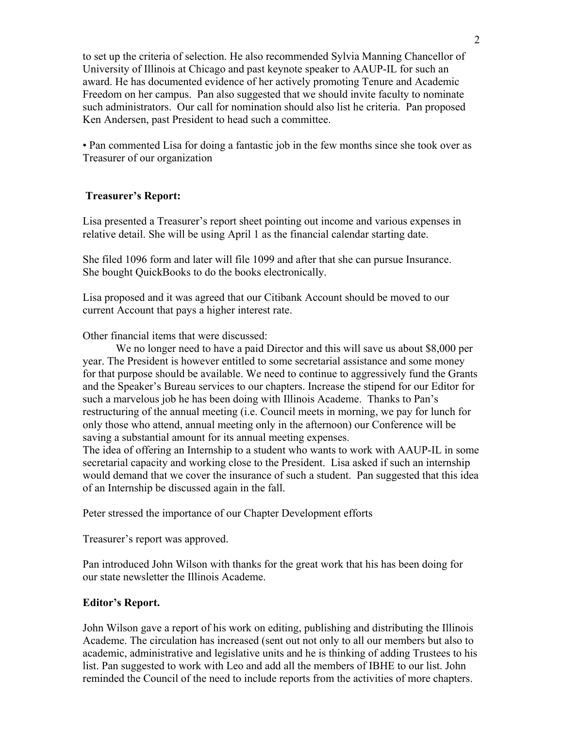to set up the criteria of selection. He also recommended Sylvia Manning Chancellor of University of Illinois at Chicago and past keynote speaker to AAUP-IL for such an award. He has documented evidence of her actively promoting Tenure and Academic Freedom on her campus. Pan also suggested that we should invite faculty to nominate such administrators. Our call for nomination should also list he criteria. Pan proposed Ken Andersen, past President to head such a committee.

• Pan commented Lisa for doing a fantastic job in the few months since she took over as Treasurer of our organization

**Treasurer's Report:**

Lisa presented a Treasurer's report sheet pointing out income and various expenses in relative detail. She will be using April 1 as the financial calendar starting date.

She filed 1096 form and later will file 1099 and after that she can pursue Insurance. She bought QuickBooks to do the books electronically.

Lisa proposed and it was agreed that our Citibank Account should be moved to our current Account that pays a higher interest rate.

Other financial items that were discussed:

We no longer need to have a paid Director and this will save us about $8,000 per year. The President is however entitled to some secretarial assistance and some money for that purpose should be available. We need to continue to aggressively fund the Grants and the Speaker's Bureau services to our chapters. Increase the stipend for our Editor for such a marvelous job he has been doing with Illinois Academe. Thanks to Pan's restructuring of the annual meeting (i.e. Council meets in morning, we pay for lunch for only those who attend, annual meeting only in the afternoon) our Conference will be saving a substantial amount for its annual meeting expenses.
The idea of offering an Internship to a student who wants to work with AAUP-IL in some secretarial capacity and working close to the President. Lisa asked if such an internship would demand that we cover the insurance of such a student. Pan suggested that this idea of an Internship be discussed again in the fall.

Peter stressed the importance of our Chapter Development efforts

Treasurer's report was approved.

Pan introduced John Wilson with thanks for the great work that his has been doing for our state newsletter the Illinois Academe.

**Editor's Report.**

John Wilson gave a report of his work on editing, publishing and distributing the Illinois Academe. The circulation has increased (sent out not only to all our members but also to academic, administrative and legislative units and he is thinking of adding Trustees to his list. Pan suggested to work with Leo and add all the members of IBHE to our list. John reminded the Council of the need to include reports from the activities of more chapters.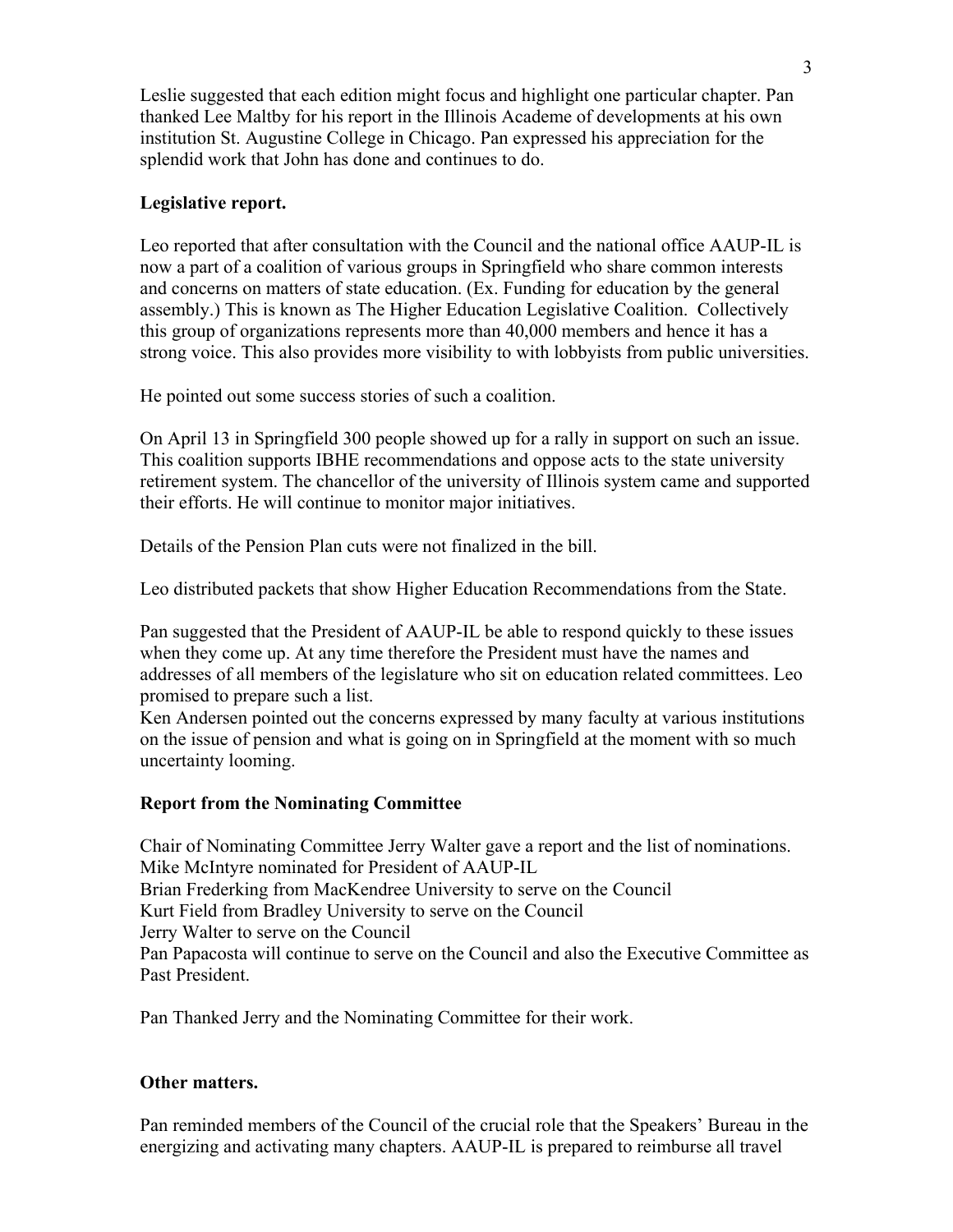Leslie suggested that each edition might focus and highlight one particular chapter. Pan thanked Lee Maltby for his report in the Illinois Academe of developments at his own institution St. Augustine College in Chicago. Pan expressed his appreciation for the splendid work that John has done and continues to do.

**Legislative report.**

Leo reported that after consultation with the Council and the national office AAUP-IL is now a part of a coalition of various groups in Springfield who share common interests and concerns on matters of state education. (Ex. Funding for education by the general assembly.) This is known as The Higher Education Legislative Coalition. Collectively this group of organizations represents more than 40,000 members and hence it has a strong voice. This also provides more visibility to with lobbyists from public universities.

He pointed out some success stories of such a coalition.

On April 13 in Springfield 300 people showed up for a rally in support on such an issue. This coalition supports IBHE recommendations and oppose acts to the state university retirement system. The chancellor of the university of Illinois system came and supported their efforts. He will continue to monitor major initiatives.

Details of the Pension Plan cuts were not finalized in the bill.

Leo distributed packets that show Higher Education Recommendations from the State.

Pan suggested that the President of AAUP-IL be able to respond quickly to these issues when they come up. At any time therefore the President must have the names and addresses of all members of the legislature who sit on education related committees. Leo promised to prepare such a list.

Ken Andersen pointed out the concerns expressed by many faculty at various institutions on the issue of pension and what is going on in Springfield at the moment with so much uncertainty looming.

**Report from the Nominating Committee**

Chair of Nominating Committee Jerry Walter gave a report and the list of nominations.
Mike McIntyre nominated for President of AAUP-IL
Brian Frederking from MacKendree University to serve on the Council
Kurt Field from Bradley University to serve on the Council
Jerry Walter to serve on the Council
Pan Papacosta will continue to serve on the Council and also the Executive Committee as Past President.

Pan Thanked Jerry and the Nominating Committee for their work.

**Other matters.**

Pan reminded members of the Council of the crucial role that the Speakers' Bureau in the energizing and activating many chapters. AAUP-IL is prepared to reimburse all travel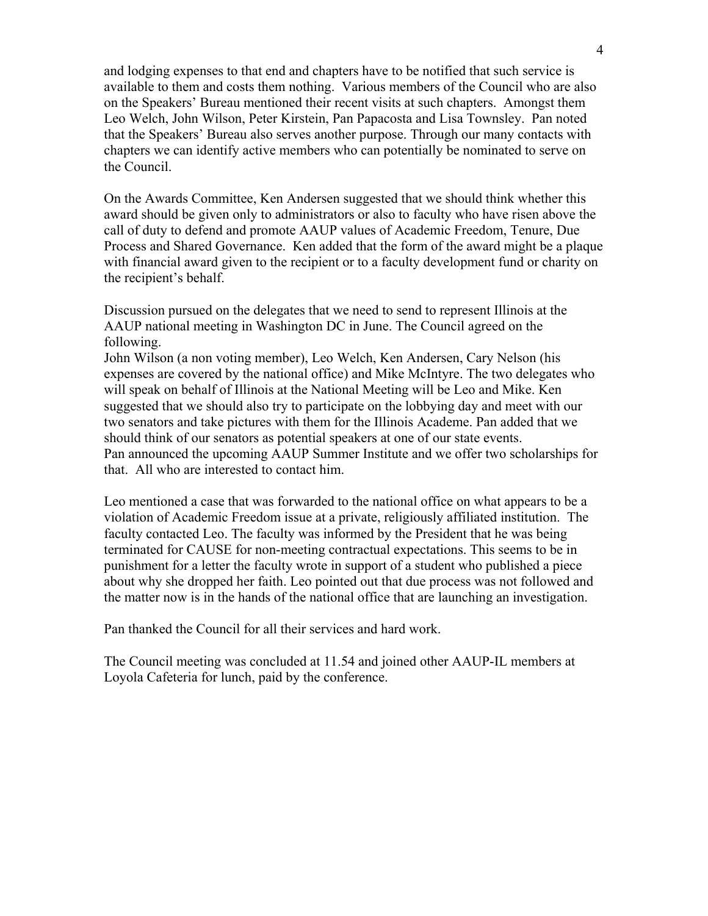and lodging expenses to that end and chapters have to be notified that such service is available to them and costs them nothing. Various members of the Council who are also on the Speakers' Bureau mentioned their recent visits at such chapters. Amongst them Leo Welch, John Wilson, Peter Kirstein, Pan Papacosta and Lisa Townsley. Pan noted that the Speakers' Bureau also serves another purpose. Through our many contacts with chapters we can identify active members who can potentially be nominated to serve on the Council.

On the Awards Committee, Ken Andersen suggested that we should think whether this award should be given only to administrators or also to faculty who have risen above the call of duty to defend and promote AAUP values of Academic Freedom, Tenure, Due Process and Shared Governance. Ken added that the form of the award might be a plaque with financial award given to the recipient or to a faculty development fund or charity on the recipient's behalf.

Discussion pursued on the delegates that we need to send to represent Illinois at the AAUP national meeting in Washington DC in June. The Council agreed on the following.
John Wilson (a non voting member), Leo Welch, Ken Andersen, Cary Nelson (his expenses are covered by the national office) and Mike McIntyre. The two delegates who will speak on behalf of Illinois at the National Meeting will be Leo and Mike. Ken suggested that we should also try to participate on the lobbying day and meet with our two senators and take pictures with them for the Illinois Academe. Pan added that we should think of our senators as potential speakers at one of our state events.
Pan announced the upcoming AAUP Summer Institute and we offer two scholarships for that. All who are interested to contact him.

Leo mentioned a case that was forwarded to the national office on what appears to be a violation of Academic Freedom issue at a private, religiously affiliated institution. The faculty contacted Leo. The faculty was informed by the President that he was being terminated for CAUSE for non-meeting contractual expectations. This seems to be in punishment for a letter the faculty wrote in support of a student who published a piece about why she dropped her faith. Leo pointed out that due process was not followed and the matter now is in the hands of the national office that are launching an investigation.

Pan thanked the Council for all their services and hard work.

The Council meeting was concluded at 11.54 and joined other AAUP-IL members at Loyola Cafeteria for lunch, paid by the conference.